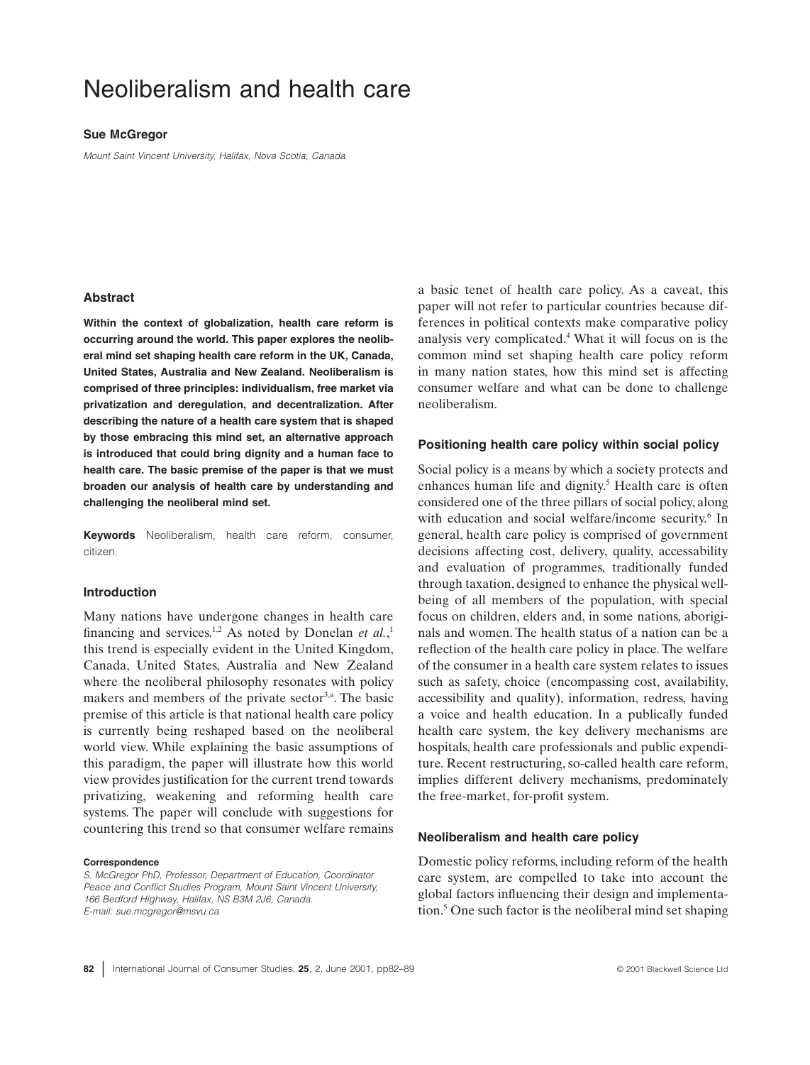# Neoliberalism and health care

**Sue McGregor**

*Mount Saint Vincent University, Halifax, Nova Scotia, Canada*

## Abstract

**Within the context of globalization, health care reform is occurring around the world. This paper explores the neoliberal mind set shaping health care reform in the UK, Canada, United States, Australia and New Zealand. Neoliberalism is comprised of three principles: individualism, free market via privatization and deregulation, and decentralization. After describing the nature of a health care system that is shaped by those embracing this mind set, an alternative approach is introduced that could bring dignity and a human face to health care. The basic premise of the paper is that we must broaden our analysis of health care by understanding and challenging the neoliberal mind set.**

**Keywords** Neoliberalism, health care reform, consumer, citizen.

**Correspondence**

*S. McGregor PhD, Professor, Department of Education, Coordinator Peace and Conflict Studies Program, Mount Saint Vincent University, 166 Bedford Highway, Halifax, NS B3M 2J6, Canada.*
*E-mail: sue.mcgregor@msvu.ca*

## Introduction

Many nations have undergone changes in health care financing and services.[1,2] As noted by Donelan *et al.*,[1] this trend is especially evident in the United Kingdom, Canada, United States, Australia and New Zealand where the neoliberal philosophy resonates with policy makers and members of the private sector[3,a]. The basic premise of this article is that national health care policy is currently being reshaped based on the neoliberal world view. While explaining the basic assumptions of this paradigm, the paper will illustrate how this world view provides justification for the current trend towards privatizing, weakening and reforming health care systems. The paper will conclude with suggestions for countering this trend so that consumer welfare remains a basic tenet of health care policy. As a caveat, this paper will not refer to particular countries because differences in political contexts make comparative policy analysis very complicated.[4] What it will focus on is the common mind set shaping health care policy reform in many nation states, how this mind set is affecting consumer welfare and what can be done to challenge neoliberalism.

## Positioning health care policy within social policy

Social policy is a means by which a society protects and enhances human life and dignity.[5] Health care is often considered one of the three pillars of social policy, along with education and social welfare/income security.[6] In general, health care policy is comprised of government decisions affecting cost, delivery, quality, accessability and evaluation of programmes, traditionally funded through taxation, designed to enhance the physical well-being of all members of the population, with special focus on children, elders and, in some nations, aboriginals and women. The health status of a nation can be a reflection of the health care policy in place. The welfare of the consumer in a health care system relates to issues such as safety, choice (encompassing cost, availability, accessibility and quality), information, redress, having a voice and health education. In a publically funded health care system, the key delivery mechanisms are hospitals, health care professionals and public expenditure. Recent restructuring, so-called health care reform, implies different delivery mechanisms, predominately the free-market, for-profit system.

## Neoliberalism and health care policy

Domestic policy reforms, including reform of the health care system, are compelled to take into account the global factors influencing their design and implementation.[5] One such factor is the neoliberal mind set shaping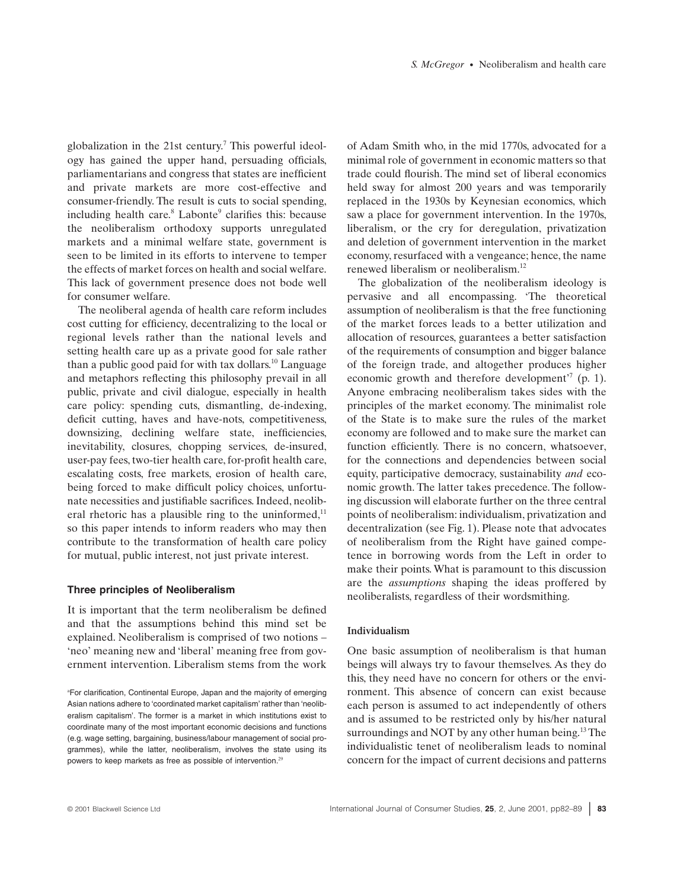globalization in the 21st century.[7] This powerful ideology has gained the upper hand, persuading officials, parliamentarians and congress that states are inefficient and private markets are more cost-effective and consumer-friendly. The result is cuts to social spending, including health care.[8] Labonte[9] clarifies this: because the neoliberalism orthodoxy supports unregulated markets and a minimal welfare state, government is seen to be limited in its efforts to intervene to temper the effects of market forces on health and social welfare. This lack of government presence does not bode well for consumer welfare.

The neoliberal agenda of health care reform includes cost cutting for efficiency, decentralizing to the local or regional levels rather than the national levels and setting health care up as a private good for sale rather than a public good paid for with tax dollars.[10] Language and metaphors reflecting this philosophy prevail in all public, private and civil dialogue, especially in health care policy: spending cuts, dismantling, de-indexing, deficit cutting, haves and have-nots, competitiveness, downsizing, declining welfare state, inefficiencies, inevitability, closures, chopping services, de-insured, user-pay fees, two-tier health care, for-profit health care, escalating costs, free markets, erosion of health care, being forced to make difficult policy choices, unfortunate necessities and justifiable sacrifices. Indeed, neoliberal rhetoric has a plausible ring to the uninformed,[11] so this paper intends to inform readers who may then contribute to the transformation of health care policy for mutual, public interest, not just private interest.

## Three principles of Neoliberalism

It is important that the term neoliberalism be defined and that the assumptions behind this mind set be explained. Neoliberalism is comprised of two notions – 'neo' meaning new and 'liberal' meaning free from government intervention. Liberalism stems from the work of Adam Smith who, in the mid 1770s, advocated for a minimal role of government in economic matters so that trade could flourish. The mind set of liberal economics held sway for almost 200 years and was temporarily replaced in the 1930s by Keynesian economics, which saw a place for government intervention. In the 1970s, liberalism, or the cry for deregulation, privatization and deletion of government intervention in the market economy, resurfaced with a vengeance; hence, the name renewed liberalism or neoliberalism.[12]

The globalization of the neoliberalism ideology is pervasive and all encompassing. 'The theoretical assumption of neoliberalism is that the free functioning of the market forces leads to a better utilization and allocation of resources, guarantees a better satisfaction of the requirements of consumption and bigger balance of the foreign trade, and altogether produces higher economic growth and therefore development'[7] (p. 1). Anyone embracing neoliberalism takes sides with the principles of the market economy. The minimalist role of the State is to make sure the rules of the market economy are followed and to make sure the market can function efficiently. There is no concern, whatsoever, for the connections and dependencies between social equity, participative democracy, sustainability *and* economic growth. The latter takes precedence. The following discussion will elaborate further on the three central points of neoliberalism: individualism, privatization and decentralization (see Fig. 1). Please note that advocates of neoliberalism from the Right have gained competence in borrowing words from the Left in order to make their points. What is paramount to this discussion are the *assumptions* shaping the ideas proffered by neoliberalists, regardless of their wordsmithing.

### Individualism

One basic assumption of neoliberalism is that human beings will always try to favour themselves. As they do this, they need have no concern for others or the environment. This absence of concern can exist because each person is assumed to act independently of others and is assumed to be restricted only by his/her natural surroundings and NOT by any other human being.[13] The individualistic tenet of neoliberalism leads to nominal concern for the impact of current decisions and patterns

[a]For clarification, Continental Europe, Japan and the majority of emerging Asian nations adhere to 'coordinated market capitalism' rather than 'neoliberalism capitalism'. The former is a market in which institutions exist to coordinate many of the most important economic decisions and functions (e.g. wage setting, bargaining, business/labour management of social programmes), while the latter, neoliberalism, involves the state using its powers to keep markets as free as possible of intervention.[29]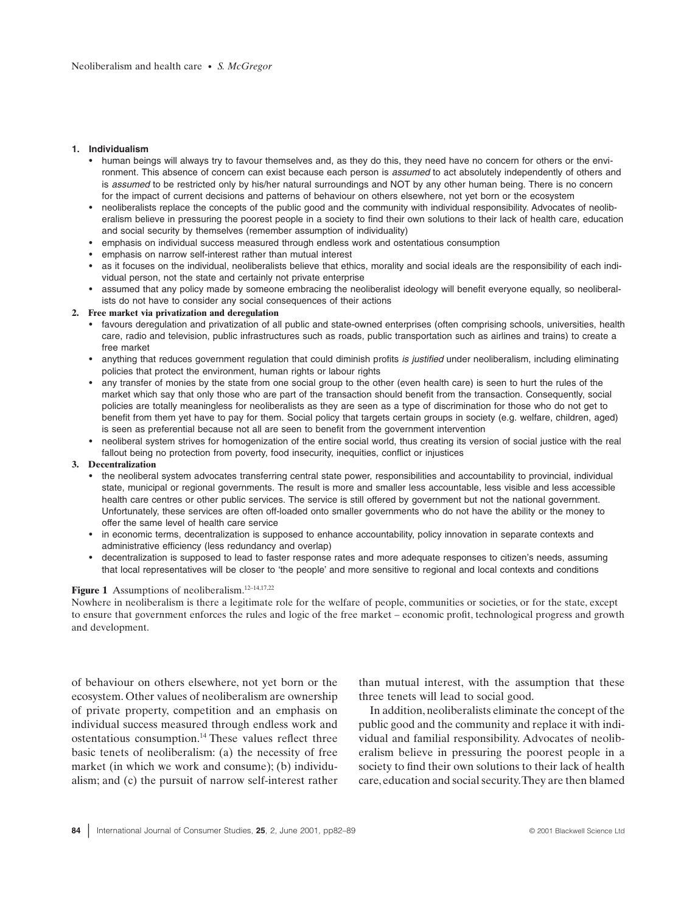**1. Individualism**

- human beings will always try to favour themselves and, as they do this, they need have no concern for others or the environment. This absence of concern can exist because each person is *assumed* to act absolutely independently of others and is *assumed* to be restricted only by his/her natural surroundings and NOT by any other human being. There is no concern for the impact of current decisions and patterns of behaviour on others elsewhere, not yet born or the ecosystem
- neoliberalists replace the concepts of the public good and the community with individual responsibility. Advocates of neoliberalism believe in pressuring the poorest people in a society to find their own solutions to their lack of health care, education and social security by themselves (remember assumption of individuality)
- emphasis on individual success measured through endless work and ostentatious consumption
- emphasis on narrow self-interest rather than mutual interest
- as it focuses on the individual, neoliberalists believe that ethics, morality and social ideals are the responsibility of each individual person, not the state and certainly not private enterprise
- assumed that any policy made by someone embracing the neoliberalist ideology will benefit everyone equally, so neoliberalists do not have to consider any social consequences of their actions

**2. Free market via privatization and deregulation**

- favours deregulation and privatization of all public and state-owned enterprises (often comprising schools, universities, health care, radio and television, public infrastructures such as roads, public transportation such as airlines and trains) to create a free market
- anything that reduces government regulation that could diminish profits *is justified* under neoliberalism, including eliminating policies that protect the environment, human rights or labour rights
- any transfer of monies by the state from one social group to the other (even health care) is seen to hurt the rules of the market which say that only those who are part of the transaction should benefit from the transaction. Consequently, social policies are totally meaningless for neoliberalists as they are seen as a type of discrimination for those who do not get to benefit from them yet have to pay for them. Social policy that targets certain groups in society (e.g. welfare, children, aged) is seen as preferential because not all are seen to benefit from the government intervention
- neoliberal system strives for homogenization of the entire social world, thus creating its version of social justice with the real fallout being no protection from poverty, food insecurity, inequities, conflict or injustices

**3. Decentralization**

- the neoliberal system advocates transferring central state power, responsibilities and accountability to provincial, individual state, municipal or regional governments. The result is more and smaller less accountable, less visible and less accessible health care centres or other public services. The service is still offered by government but not the national government. Unfortunately, these services are often off-loaded onto smaller governments who do not have the ability or the money to offer the same level of health care service
- in economic terms, decentralization is supposed to enhance accountability, policy innovation in separate contexts and administrative efficiency (less redundancy and overlap)
- decentralization is supposed to lead to faster response rates and more adequate responses to citizen's needs, assuming that local representatives will be closer to 'the people' and more sensitive to regional and local contexts and conditions

**Figure 1** Assumptions of neoliberalism.[12–14,17,22]

Nowhere in neoliberalism is there a legitimate role for the welfare of people, communities or societies, or for the state, except to ensure that government enforces the rules and logic of the free market – economic profit, technological progress and growth and development.

of behaviour on others elsewhere, not yet born or the ecosystem. Other values of neoliberalism are ownership of private property, competition and an emphasis on individual success measured through endless work and ostentatious consumption.[14] These values reflect three basic tenets of neoliberalism: (a) the necessity of free market (in which we work and consume); (b) individualism; and (c) the pursuit of narrow self-interest rather than mutual interest, with the assumption that these three tenets will lead to social good.

In addition, neoliberalists eliminate the concept of the public good and the community and replace it with individual and familial responsibility. Advocates of neoliberalism believe in pressuring the poorest people in a society to find their own solutions to their lack of health care, education and social security. They are then blamed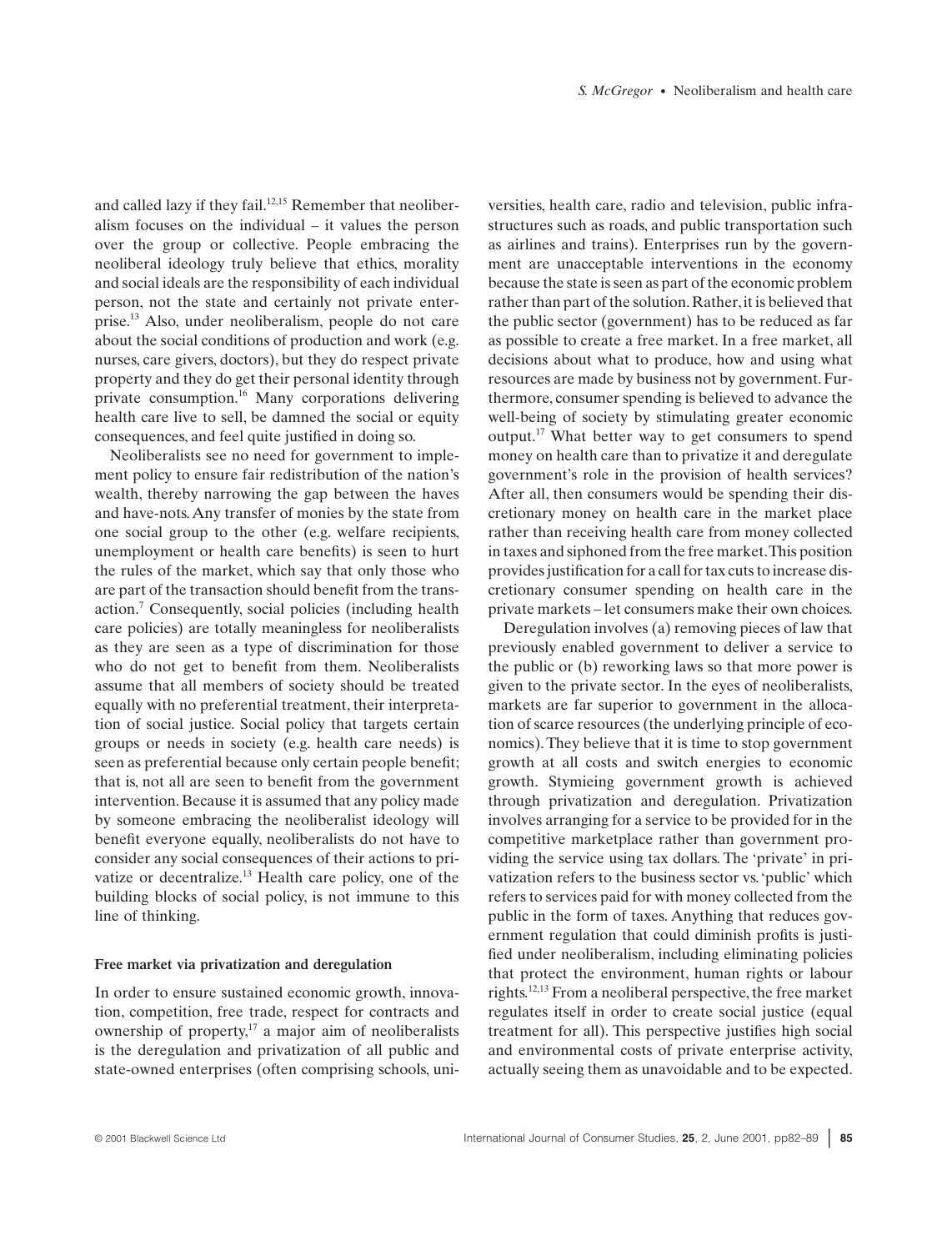and called lazy if they fail.[12,15] Remember that neoliberalism focuses on the individual – it values the person over the group or collective. People embracing the neoliberal ideology truly believe that ethics, morality and social ideals are the responsibility of each individual person, not the state and certainly not private enterprise.[13] Also, under neoliberalism, people do not care about the social conditions of production and work (e.g. nurses, care givers, doctors), but they do respect private property and they do get their personal identity through private consumption.[16] Many corporations delivering health care live to sell, be damned the social or equity consequences, and feel quite justified in doing so.

Neoliberalists see no need for government to implement policy to ensure fair redistribution of the nation's wealth, thereby narrowing the gap between the haves and have-nots. Any transfer of monies by the state from one social group to the other (e.g. welfare recipients, unemployment or health care benefits) is seen to hurt the rules of the market, which say that only those who are part of the transaction should benefit from the transaction.[7] Consequently, social policies (including health care policies) are totally meaningless for neoliberalists as they are seen as a type of discrimination for those who do not get to benefit from them. Neoliberalists assume that all members of society should be treated equally with no preferential treatment, their interpretation of social justice. Social policy that targets certain groups or needs in society (e.g. health care needs) is seen as preferential because only certain people benefit; that is, not all are seen to benefit from the government intervention. Because it is assumed that any policy made by someone embracing the neoliberalist ideology will benefit everyone equally, neoliberalists do not have to consider any social consequences of their actions to privatize or decentralize.[13] Health care policy, one of the building blocks of social policy, is not immune to this line of thinking.

**Free market via privatization and deregulation**

In order to ensure sustained economic growth, innovation, competition, free trade, respect for contracts and ownership of property,[17] a major aim of neoliberalists is the deregulation and privatization of all public and state-owned enterprises (often comprising schools, universities, health care, radio and television, public infrastructures such as roads, and public transportation such as airlines and trains). Enterprises run by the government are unacceptable interventions in the economy because the state is seen as part of the economic problem rather than part of the solution. Rather, it is believed that the public sector (government) has to be reduced as far as possible to create a free market. In a free market, all decisions about what to produce, how and using what resources are made by business not by government. Furthermore, consumer spending is believed to advance the well-being of society by stimulating greater economic output.[17] What better way to get consumers to spend money on health care than to privatize it and deregulate government's role in the provision of health services? After all, then consumers would be spending their discretionary money on health care in the market place rather than receiving health care from money collected in taxes and siphoned from the free market. This position provides justification for a call for tax cuts to increase discretionary consumer spending on health care in the private markets – let consumers make their own choices.

Deregulation involves (a) removing pieces of law that previously enabled government to deliver a service to the public or (b) reworking laws so that more power is given to the private sector. In the eyes of neoliberalists, markets are far superior to government in the allocation of scarce resources (the underlying principle of economics). They believe that it is time to stop government growth at all costs and switch energies to economic growth. Stymieing government growth is achieved through privatization and deregulation. Privatization involves arranging for a service to be provided for in the competitive marketplace rather than government providing the service using tax dollars. The 'private' in privatization refers to the business sector vs. 'public' which refers to services paid for with money collected from the public in the form of taxes. Anything that reduces government regulation that could diminish profits is justified under neoliberalism, including eliminating policies that protect the environment, human rights or labour rights.[12,13] From a neoliberal perspective, the free market regulates itself in order to create social justice (equal treatment for all). This perspective justifies high social and environmental costs of private enterprise activity, actually seeing them as unavoidable and to be expected.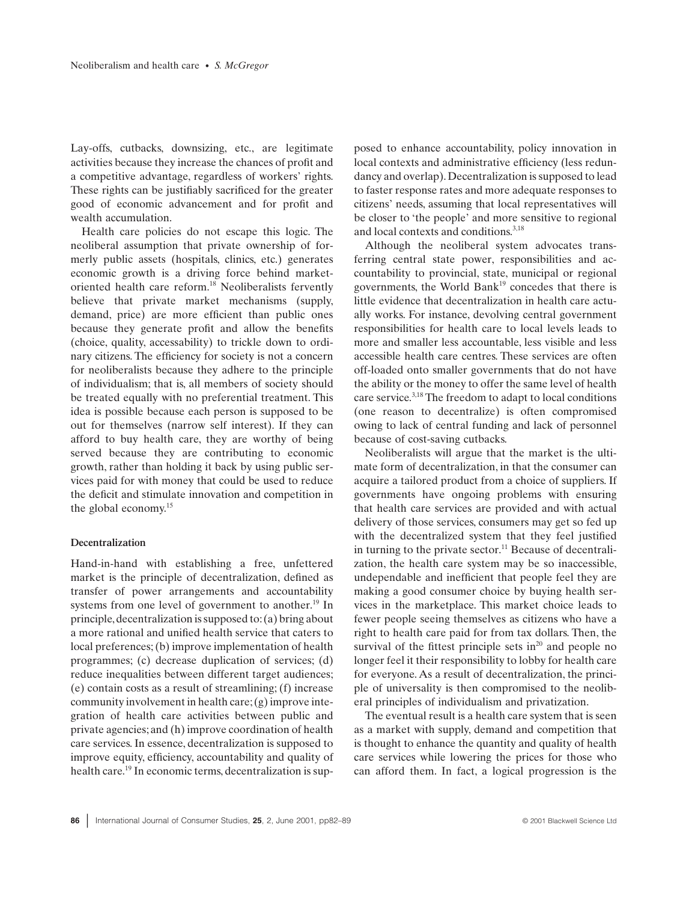Lay-offs, cutbacks, downsizing, etc., are legitimate activities because they increase the chances of profit and a competitive advantage, regardless of workers' rights. These rights can be justifiably sacrificed for the greater good of economic advancement and for profit and wealth accumulation.

Health care policies do not escape this logic. The neoliberal assumption that private ownership of formerly public assets (hospitals, clinics, etc.) generates economic growth is a driving force behind market-oriented health care reform.[18] Neoliberalists fervently believe that private market mechanisms (supply, demand, price) are more efficient than public ones because they generate profit and allow the benefits (choice, quality, accessability) to trickle down to ordinary citizens. The efficiency for society is not a concern for neoliberalists because they adhere to the principle of individualism; that is, all members of society should be treated equally with no preferential treatment. This idea is possible because each person is supposed to be out for themselves (narrow self interest). If they can afford to buy health care, they are worthy of being served because they are contributing to economic growth, rather than holding it back by using public services paid for with money that could be used to reduce the deficit and stimulate innovation and competition in the global economy.[15]

### Decentralization

Hand-in-hand with establishing a free, unfettered market is the principle of decentralization, defined as transfer of power arrangements and accountability systems from one level of government to another.[19] In principle, decentralization is supposed to: (a) bring about a more rational and unified health service that caters to local preferences; (b) improve implementation of health programmes; (c) decrease duplication of services; (d) reduce inequalities between different target audiences; (e) contain costs as a result of streamlining; (f) increase community involvement in health care; (g) improve integration of health care activities between public and private agencies; and (h) improve coordination of health care services. In essence, decentralization is supposed to improve equity, efficiency, accountability and quality of health care.[19] In economic terms, decentralization is supposed to enhance accountability, policy innovation in local contexts and administrative efficiency (less redundancy and overlap). Decentralization is supposed to lead to faster response rates and more adequate responses to citizens' needs, assuming that local representatives will be closer to 'the people' and more sensitive to regional and local contexts and conditions.[3,18]

Although the neoliberal system advocates transferring central state power, responsibilities and accountability to provincial, state, municipal or regional governments, the World Bank[19] concedes that there is little evidence that decentralization in health care actually works. For instance, devolving central government responsibilities for health care to local levels leads to more and smaller less accountable, less visible and less accessible health care centres. These services are often off-loaded onto smaller governments that do not have the ability or the money to offer the same level of health care service.[3,18] The freedom to adapt to local conditions (one reason to decentralize) is often compromised owing to lack of central funding and lack of personnel because of cost-saving cutbacks.

Neoliberalists will argue that the market is the ultimate form of decentralization, in that the consumer can acquire a tailored product from a choice of suppliers. If governments have ongoing problems with ensuring that health care services are provided and with actual delivery of those services, consumers may get so fed up with the decentralized system that they feel justified in turning to the private sector.[11] Because of decentralization, the health care system may be so inaccessible, undependable and inefficient that people feel they are making a good consumer choice by buying health services in the marketplace. This market choice leads to fewer people seeing themselves as citizens who have a right to health care paid for from tax dollars. Then, the survival of the fittest principle sets in[20] and people no longer feel it their responsibility to lobby for health care for everyone. As a result of decentralization, the principle of universality is then compromised to the neoliberal principles of individualism and privatization.

The eventual result is a health care system that is seen as a market with supply, demand and competition that is thought to enhance the quantity and quality of health care services while lowering the prices for those who can afford them. In fact, a logical progression is the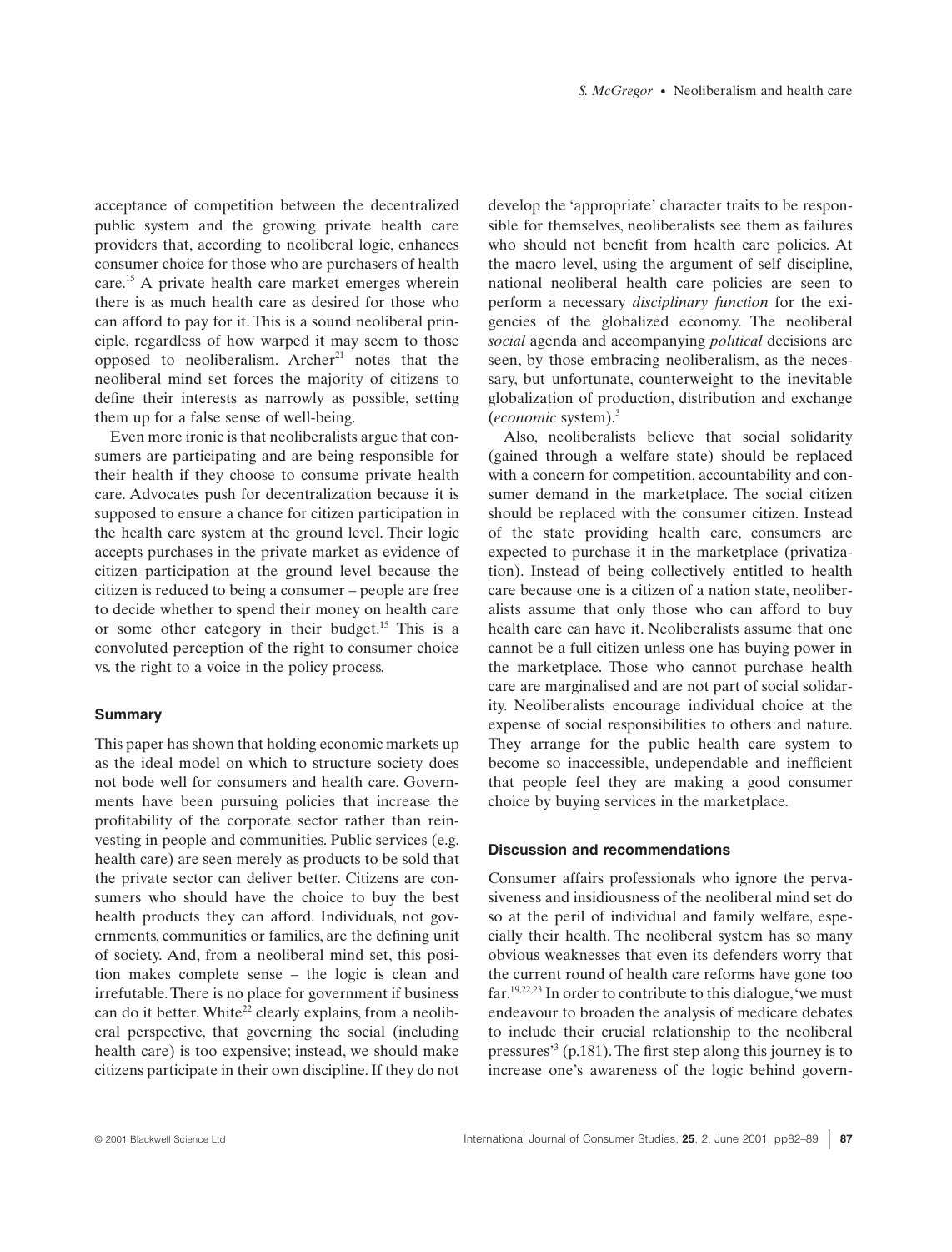acceptance of competition between the decentralized public system and the growing private health care providers that, according to neoliberal logic, enhances consumer choice for those who are purchasers of health care.[15] A private health care market emerges wherein there is as much health care as desired for those who can afford to pay for it. This is a sound neoliberal principle, regardless of how warped it may seem to those opposed to neoliberalism. Archer[21] notes that the neoliberal mind set forces the majority of citizens to define their interests as narrowly as possible, setting them up for a false sense of well-being.

Even more ironic is that neoliberalists argue that consumers are participating and are being responsible for their health if they choose to consume private health care. Advocates push for decentralization because it is supposed to ensure a chance for citizen participation in the health care system at the ground level. Their logic accepts purchases in the private market as evidence of citizen participation at the ground level because the citizen is reduced to being a consumer – people are free to decide whether to spend their money on health care or some other category in their budget.[15] This is a convoluted perception of the right to consumer choice vs. the right to a voice in the policy process.

### Summary

This paper has shown that holding economic markets up as the ideal model on which to structure society does not bode well for consumers and health care. Governments have been pursuing policies that increase the profitability of the corporate sector rather than reinvesting in people and communities. Public services (e.g. health care) are seen merely as products to be sold that the private sector can deliver better. Citizens are consumers who should have the choice to buy the best health products they can afford. Individuals, not governments, communities or families, are the defining unit of society. And, from a neoliberal mind set, this position makes complete sense – the logic is clean and irrefutable. There is no place for government if business can do it better. White[22] clearly explains, from a neoliberal perspective, that governing the social (including health care) is too expensive; instead, we should make citizens participate in their own discipline. If they do not develop the 'appropriate' character traits to be responsible for themselves, neoliberalists see them as failures who should not benefit from health care policies. At the macro level, using the argument of self discipline, national neoliberal health care policies are seen to perform a necessary *disciplinary function* for the exigencies of the globalized economy. The neoliberal *social* agenda and accompanying *political* decisions are seen, by those embracing neoliberalism, as the necessary, but unfortunate, counterweight to the inevitable globalization of production, distribution and exchange (*economic* system).[3]

Also, neoliberalists believe that social solidarity (gained through a welfare state) should be replaced with a concern for competition, accountability and consumer demand in the marketplace. The social citizen should be replaced with the consumer citizen. Instead of the state providing health care, consumers are expected to purchase it in the marketplace (privatization). Instead of being collectively entitled to health care because one is a citizen of a nation state, neoliberalists assume that only those who can afford to buy health care can have it. Neoliberalists assume that one cannot be a full citizen unless one has buying power in the marketplace. Those who cannot purchase health care are marginalised and are not part of social solidarity. Neoliberalists encourage individual choice at the expense of social responsibilities to others and nature. They arrange for the public health care system to become so inaccessible, undependable and inefficient that people feel they are making a good consumer choice by buying services in the marketplace.

### Discussion and recommendations

Consumer affairs professionals who ignore the pervasiveness and insidiousness of the neoliberal mind set do so at the peril of individual and family welfare, especially their health. The neoliberal system has so many obvious weaknesses that even its defenders worry that the current round of health care reforms have gone too far.[19,22,23] In order to contribute to this dialogue, 'we must endeavour to broaden the analysis of medicare debates to include their crucial relationship to the neoliberal pressures'[3] (p.181). The first step along this journey is to increase one's awareness of the logic behind govern-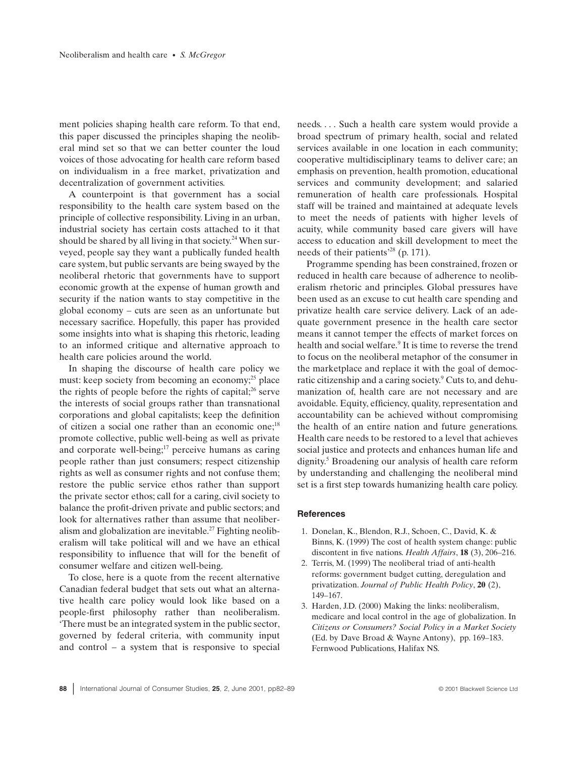ment policies shaping health care reform. To that end, this paper discussed the principles shaping the neoliberal mind set so that we can better counter the loud voices of those advocating for health care reform based on individualism in a free market, privatization and decentralization of government activities.

A counterpoint is that government has a social responsibility to the health care system based on the principle of collective responsibility. Living in an urban, industrial society has certain costs attached to it that should be shared by all living in that society.[24] When surveyed, people say they want a publically funded health care system, but public servants are being swayed by the neoliberal rhetoric that governments have to support economic growth at the expense of human growth and security if the nation wants to stay competitive in the global economy – cuts are seen as an unfortunate but necessary sacrifice. Hopefully, this paper has provided some insights into what is shaping this rhetoric, leading to an informed critique and alternative approach to health care policies around the world.

In shaping the discourse of health care policy we must: keep society from becoming an economy;[25] place the rights of people before the rights of capital;[26] serve the interests of social groups rather than transnational corporations and global capitalists; keep the definition of citizen a social one rather than an economic one;[18] promote collective, public well-being as well as private and corporate well-being;[17] perceive humans as caring people rather than just consumers; respect citizenship rights as well as consumer rights and not confuse them; restore the public service ethos rather than support the private sector ethos; call for a caring, civil society to balance the profit-driven private and public sectors; and look for alternatives rather than assume that neoliberalism and globalization are inevitable.[27] Fighting neoliberalism will take political will and we have an ethical responsibility to influence that will for the benefit of consumer welfare and citizen well-being.

To close, here is a quote from the recent alternative Canadian federal budget that sets out what an alternative health care policy would look like based on a people-first philosophy rather than neoliberalism. 'There must be an integrated system in the public sector, governed by federal criteria, with community input and control – a system that is responsive to special needs. . . . Such a health care system would provide a broad spectrum of primary health, social and related services available in one location in each community; cooperative multidisciplinary teams to deliver care; an emphasis on prevention, health promotion, educational services and community development; and salaried remuneration of health care professionals. Hospital staff will be trained and maintained at adequate levels to meet the needs of patients with higher levels of acuity, while community based care givers will have access to education and skill development to meet the needs of their patients'[28] (p. 171).

Programme spending has been constrained, frozen or reduced in health care because of adherence to neoliberalism rhetoric and principles. Global pressures have been used as an excuse to cut health care spending and privatize health care service delivery. Lack of an adequate government presence in the health care sector means it cannot temper the effects of market forces on health and social welfare.[9] It is time to reverse the trend to focus on the neoliberal metaphor of the consumer in the marketplace and replace it with the goal of democratic citizenship and a caring society.[9] Cuts to, and dehumanization of, health care are not necessary and are avoidable. Equity, efficiency, quality, representation and accountability can be achieved without compromising the health of an entire nation and future generations. Health care needs to be restored to a level that achieves social justice and protects and enhances human life and dignity.[5] Broadening our analysis of health care reform by understanding and challenging the neoliberal mind set is a first step towards humanizing health care policy.

## References

1. Donelan, K., Blendon, R.J., Schoen, C., David, K. & Binns, K. (1999) The cost of health system change: public discontent in five nations. *Health Affairs*, **18** (3), 206–216.
2. Terris, M. (1999) The neoliberal triad of anti-health reforms: government budget cutting, deregulation and privatization. *Journal of Public Health Policy*, **20** (2), 149–167.
3. Harden, J.D. (2000) Making the links: neoliberalism, medicare and local control in the age of globalization. In *Citizens or Consumers? Social Policy in a Market Society* (Ed. by Dave Broad & Wayne Antony), pp. 169–183. Fernwood Publications, Halifax NS.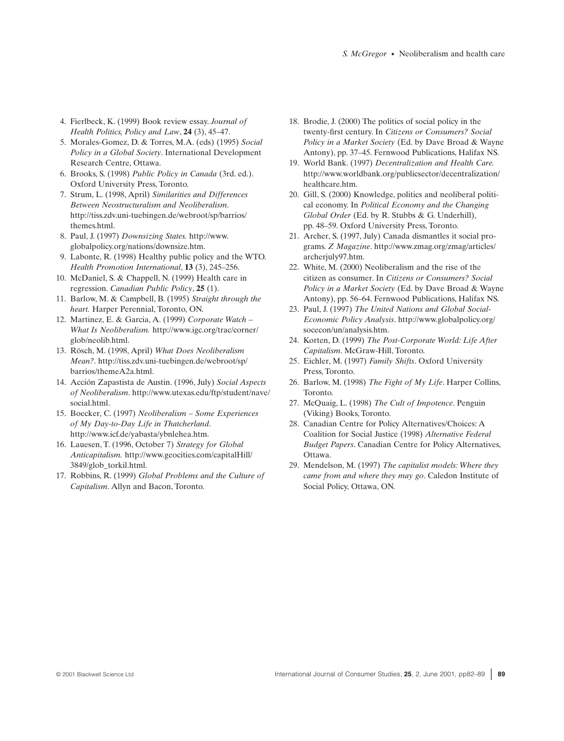4. Fierlbeck, K. (1999) Book review essay. *Journal of Health Politics, Policy and Law*, **24** (3), 45–47.
5. Morales-Gomez, D. & Torres, M.A. (eds) (1995) *Social Policy in a Global Society*. International Development Research Centre, Ottawa.
6. Brooks, S. (1998) *Public Policy in Canada* (3rd. ed.). Oxford University Press, Toronto.
7. Strum, L. (1998, April) *Similarities and Differences Between Neostructuralism and Neoliberalism*. http://tiss.zdv.uni-tuebingen.de/webroot/sp/barrios/themes.html.
8. Paul, J. (1997) *Downsizing States.* http://www.globalpolicy.org/nations/downsize.htm.
9. Labonte, R. (1998) Healthy public policy and the WTO. *Health Promotion International*, **13** (3), 245–256.
10. McDaniel, S. & Chappell, N. (1999) Health care in regression. *Canadian Public Policy*, **25** (1).
11. Barlow, M. & Campbell, B. (1995) *Straight through the heart.* Harper Perennial, Toronto, ON.
12. Martinez, E. & Garcia, A. (1999) *Corporate Watch – What Is Neoliberalism.* http://www.igc.org/trac/corner/glob/neolib.html.
13. Rösch, M. (1998, April) *What Does Neoliberalism Mean?*. http://tiss.zdv.uni-tuebingen.de/webroot/sp/barrios/themeA2a.html.
14. Acción Zapastista de Austin. (1996, July) *Social Aspects of Neoliberalism*. http://www.utexas.edu/ftp/student/nave/social.html.
15. Boecker, C. (1997) *Neoliberalism – Some Experiences of My Day-to-Day Life in Thatcherland*. http://www.icf.de/yabasta/ybnlehea.htm.
16. Lauesen, T. (1996, October 7) *Strategy for Global Anticapitalism.* http://www.geocities.com/capitalHill/3849/glob_torkil.html.
17. Robbins, R. (1999) *Global Problems and the Culture of Capitalism*. Allyn and Bacon, Toronto.
18. Brodie, J. (2000) The politics of social policy in the twenty-first century. In *Citizens or Consumers? Social Policy in a Market Society* (Ed. by Dave Broad & Wayne Antony), pp. 37–45. Fernwood Publications, Halifax NS.
19. World Bank. (1997) *Decentralization and Health Care.* http://www.worldbank.org/publicsector/decentralization/healthcare.htm.
20. Gill, S. (2000) Knowledge, politics and neoliberal political economy. In *Political Economy and the Changing Global Order* (Ed. by R. Stubbs & G. Underhill), pp. 48–59. Oxford University Press, Toronto.
21. Archer, S. (1997, July) Canada dismantles it social programs. *Z Magazine*. http://www.zmag.org/zmag/articles/archerjuly97.htm.
22. White, M. (2000) Neoliberalism and the rise of the citizen as consumer. In *Citizens or Consumers? Social Policy in a Market Society* (Ed. by Dave Broad & Wayne Antony), pp. 56–64. Fernwood Publications, Halifax NS.
23. Paul, J. (1997) *The United Nations and Global Social-Economic Policy Analysis*. http://www.globalpolicy.org/socecon/un/analysis.htm.
24. Korten, D. (1999) *The Post-Corporate World: Life After Capitalism*. McGraw-Hill, Toronto.
25. Eichler, M. (1997) *Family Shifts*. Oxford University Press, Toronto.
26. Barlow, M. (1998) *The Fight of My Life*. Harper Collins, Toronto.
27. McQuaig, L. (1998) *The Cult of Impotence*. Penguin (Viking) Books, Toronto.
28. Canadian Centre for Policy Alternatives/Choices: A Coalition for Social Justice (1998) *Alternative Federal Budget Papers*. Canadian Centre for Policy Alternatives, Ottawa.
29. Mendelson, M. (1997) *The capitalist models: Where they came from and where they may go*. Caledon Institute of Social Policy, Ottawa, ON.